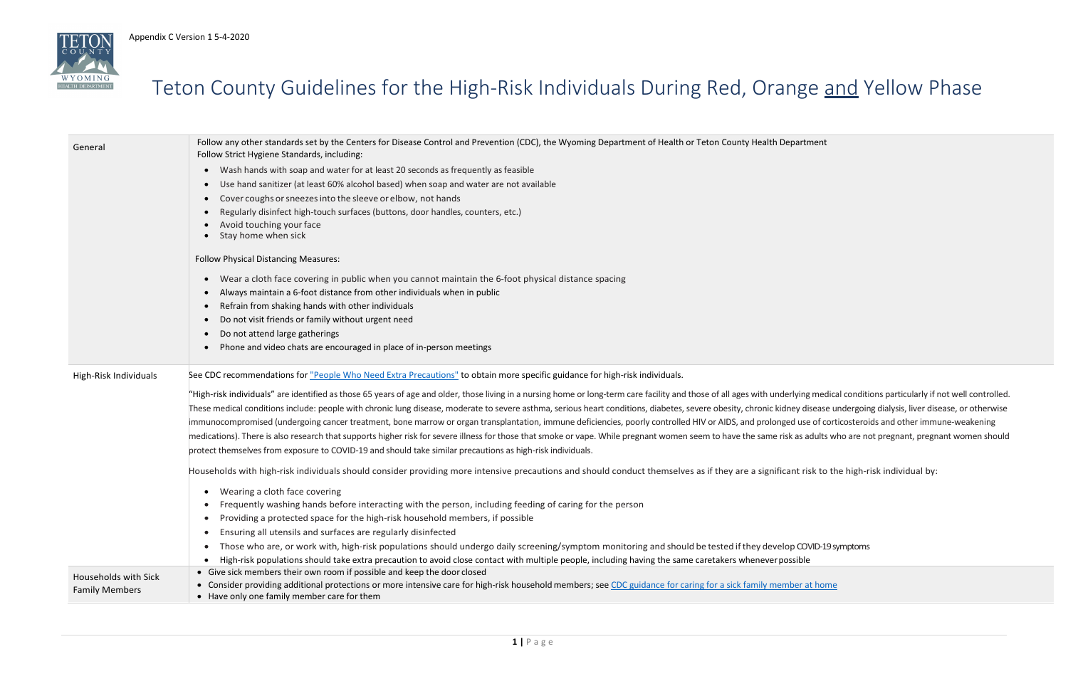Appendix C Version 1 5-4-2020

# Teton County Guidelines for the High-Risk Individuals During Red, Orange and Yellow Phase

| | |
|---|---|
| General | Follow any other standards set by the Centers for Disease Control and Prevention (CDC), the Wyoming Department of Health or Teton County Health Department<br>Follow Strict Hygiene Standards, including:<br>• Wash hands with soap and water for at least 20 seconds as frequently as feasible<br>• Use hand sanitizer (at least 60% alcohol based) when soap and water are not available<br>• Cover coughs or sneezes into the sleeve or elbow, not hands<br>• Regularly disinfect high-touch surfaces (buttons, door handles, counters, etc.)<br>• Avoid touching your face<br>• Stay home when sick<br><br>Follow Physical Distancing Measures:<br>• Wear a cloth face covering in public when you cannot maintain the 6-foot physical distance spacing<br>• Always maintain a 6-foot distance from other individuals when in public<br>• Refrain from shaking hands with other individuals<br>• Do not visit friends or family without urgent need<br>• Do not attend large gatherings<br>• Phone and video chats are encouraged in place of in-person meetings |
| High-Risk Individuals | See CDC recommendations for "People Who Need Extra Precautions" to obtain more specific guidance for high-risk individuals.<br><br>"High-risk individuals" are identified as those 65 years of age and older, those living in a nursing home or long-term care facility and those of all ages with underlying medical conditions particularly if not well controlled. These medical conditions include: people with chronic lung disease, moderate to severe asthma, serious heart conditions, diabetes, severe obesity, chronic kidney disease undergoing dialysis, liver disease, or otherwise immunocompromised (undergoing cancer treatment, bone marrow or organ transplantation, immune deficiencies, poorly controlled HIV or AIDS, and prolonged use of corticosteroids and other immune-weakening medications). There is also research that supports higher risk for severe illness for those that smoke or vape. While pregnant women seem to have the same risk as adults who are not pregnant, pregnant women should protect themselves from exposure to COVID-19 and should take similar precautions as high-risk individuals.<br><br>Households with high-risk individuals should consider providing more intensive precautions and should conduct themselves as if they are a significant risk to the high-risk individual by:<br>• Wearing a cloth face covering<br>• Frequently washing hands before interacting with the person, including feeding of caring for the person<br>• Providing a protected space for the high-risk household members, if possible<br>• Ensuring all utensils and surfaces are regularly disinfected<br>• Those who are, or work with, high-risk populations should undergo daily screening/symptom monitoring and should be tested if they develop COVID-19 symptoms<br>• High-risk populations should take extra precaution to avoid close contact with multiple people, including having the same caretakers whenever possible |
| Households with Sick Family Members | • Give sick members their own room if possible and keep the door closed<br>• Consider providing additional protections or more intensive care for high-risk household members; see CDC guidance for caring for a sick family member at home<br>• Have only one family member care for them |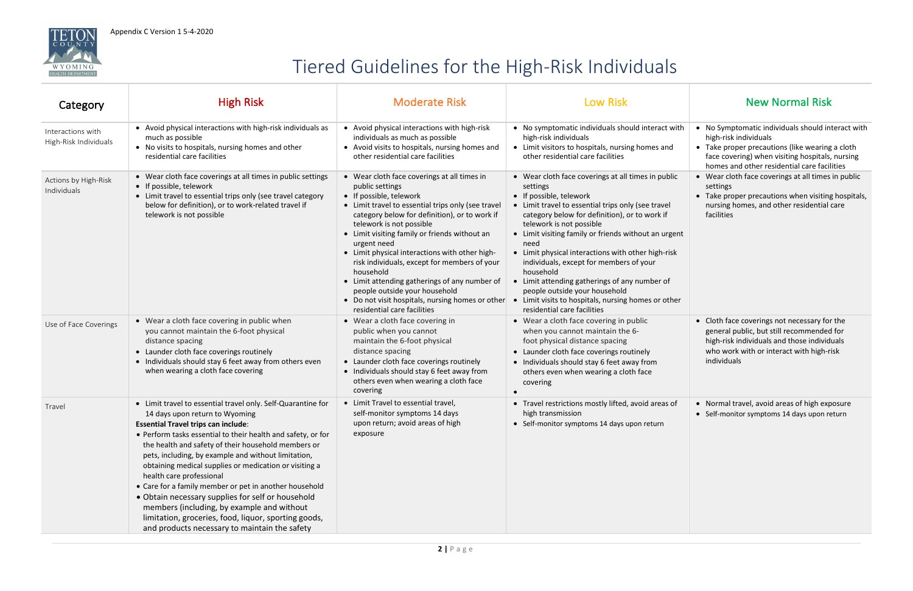Appendix C Version 1 5-4-2020

# Tiered Guidelines for the High-Risk Individuals

| Category | High Risk | Moderate Risk | Low Risk | New Normal Risk |
|---|---|---|---|---|
| Interactions with High-Risk Individuals | • Avoid physical interactions with high-risk individuals as much as possible<br>• No visits to hospitals, nursing homes and other residential care facilities | • Avoid physical interactions with high-risk individuals as much as possible<br>• Avoid visits to hospitals, nursing homes and other residential care facilities | • No symptomatic individuals should interact with high-risk individuals<br>• Limit visitors to hospitals, nursing homes and other residential care facilities | • No Symptomatic individuals should interact with high-risk individuals<br>• Take proper precautions (like wearing a cloth face covering) when visiting hospitals, nursing homes and other residential care facilities |
| Actions by High-Risk Individuals | • Wear cloth face coverings at all times in public settings<br>• If possible, telework<br>• Limit travel to essential trips only (see travel category below for definition), or to work-related travel if telework is not possible | • Wear cloth face coverings at all times in public settings<br>• If possible, telework<br>• Limit travel to essential trips only (see travel category below for definition), or to work if telework is not possible<br>• Limit visiting family or friends without an urgent need<br>• Limit physical interactions with other high-risk individuals, except for members of your household<br>• Limit attending gatherings of any number of people outside your household<br>• Do not visit hospitals, nursing homes or other residential care facilities | • Wear cloth face coverings at all times in public settings<br>• If possible, telework<br>• Limit travel to essential trips only (see travel category below for definition), or to work if telework is not possible<br>• Limit visiting family or friends without an urgent need<br>• Limit physical interactions with other high-risk individuals, except for members of your household<br>• Limit attending gatherings of any number of people outside your household<br>• Limit visits to hospitals, nursing homes or other residential care facilities | • Wear cloth face coverings at all times in public settings<br>• Take proper precautions when visiting hospitals, nursing homes, and other residential care facilities |
| Use of Face Coverings | • Wear a cloth face covering in public when you cannot maintain the 6-foot physical distance spacing<br>• Launder cloth face coverings routinely<br>• Individuals should stay 6 feet away from others even when wearing a cloth face covering | • Wear a cloth face covering in public when you cannot maintain the 6-foot physical distance spacing<br>• Launder cloth face coverings routinely<br>• Individuals should stay 6 feet away from others even when wearing a cloth face covering | • Wear a cloth face covering in public when you cannot maintain the 6-foot physical distance spacing<br>• Launder cloth face coverings routinely<br>• Individuals should stay 6 feet away from others even when wearing a cloth face covering<br>• | • Cloth face coverings not necessary for the general public, but still recommended for high-risk individuals and those individuals who work with or interact with high-risk individuals |
| Travel | • Limit travel to essential travel only. Self-Quarantine for 14 days upon return to Wyoming<br>**Essential Travel trips can include**:<br>• Perform tasks essential to their health and safety, or for the health and safety of their household members or pets, including, by example and without limitation, obtaining medical supplies or medication or visiting a health care professional<br>• Care for a family member or pet in another household<br>• Obtain necessary supplies for self or household members (including, by example and without limitation, groceries, food, liquor, sporting goods, and products necessary to maintain the safety | • Limit Travel to essential travel, self-monitor symptoms 14 days upon return; avoid areas of high exposure | • Travel restrictions mostly lifted, avoid areas of high transmission<br>• Self-monitor symptoms 14 days upon return | • Normal travel, avoid areas of high exposure<br>• Self-monitor symptoms 14 days upon return |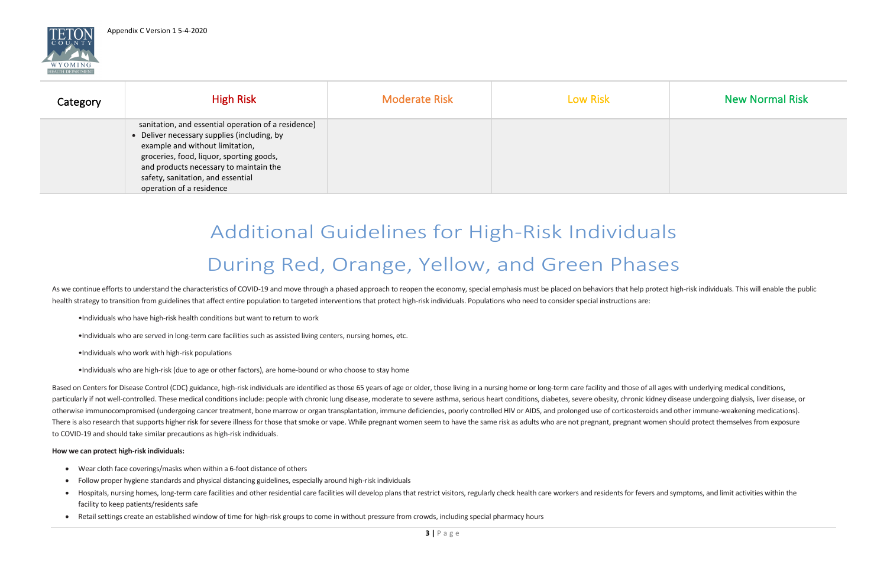| Category | High Risk | Moderate Risk | Low Risk | New Normal Risk |
|---|---|---|---|---|
| | sanitation, and essential operation of a residence)<br>• Deliver necessary supplies (including, by example and without limitation, groceries, food, liquor, sporting goods, and products necessary to maintain the safety, sanitation, and essential operation of a residence | | | |

# Additional Guidelines for High-Risk Individuals During Red, Orange, Yellow, and Green Phases

As we continue efforts to understand the characteristics of COVID-19 and move through a phased approach to reopen the economy, special emphasis must be placed on behaviors that help protect high-risk individuals. This will enable the public health strategy to transition from guidelines that affect entire population to targeted interventions that protect high-risk individuals. Populations who need to consider special instructions are:

- Individuals who have high-risk health conditions but want to return to work
- Individuals who are served in long-term care facilities such as assisted living centers, nursing homes, etc.
- Individuals who work with high-risk populations
- Individuals who are high-risk (due to age or other factors), are home-bound or who choose to stay home

Based on Centers for Disease Control (CDC) guidance, high-risk individuals are identified as those 65 years of age or older, those living in a nursing home or long-term care facility and those of all ages with underlying medical conditions, particularly if not well-controlled. These medical conditions include: people with chronic lung disease, moderate to severe asthma, serious heart conditions, diabetes, severe obesity, chronic kidney disease undergoing dialysis, liver disease, or otherwise immunocompromised (undergoing cancer treatment, bone marrow or organ transplantation, immune deficiencies, poorly controlled HIV or AIDS, and prolonged use of corticosteroids and other immune-weakening medications). There is also research that supports higher risk for severe illness for those that smoke or vape. While pregnant women seem to have the same risk as adults who are not pregnant, pregnant women should protect themselves from exposure to COVID-19 and should take similar precautions as high-risk individuals.

**How we can protect high-risk individuals:**

- Wear cloth face coverings/masks when within a 6-foot distance of others
- Follow proper hygiene standards and physical distancing guidelines, especially around high-risk individuals
- Hospitals, nursing homes, long-term care facilities and other residential care facilities will develop plans that restrict visitors, regularly check health care workers and residents for fevers and symptoms, and limit activities within the facility to keep patients/residents safe
- Retail settings create an established window of time for high-risk groups to come in without pressure from crowds, including special pharmacy hours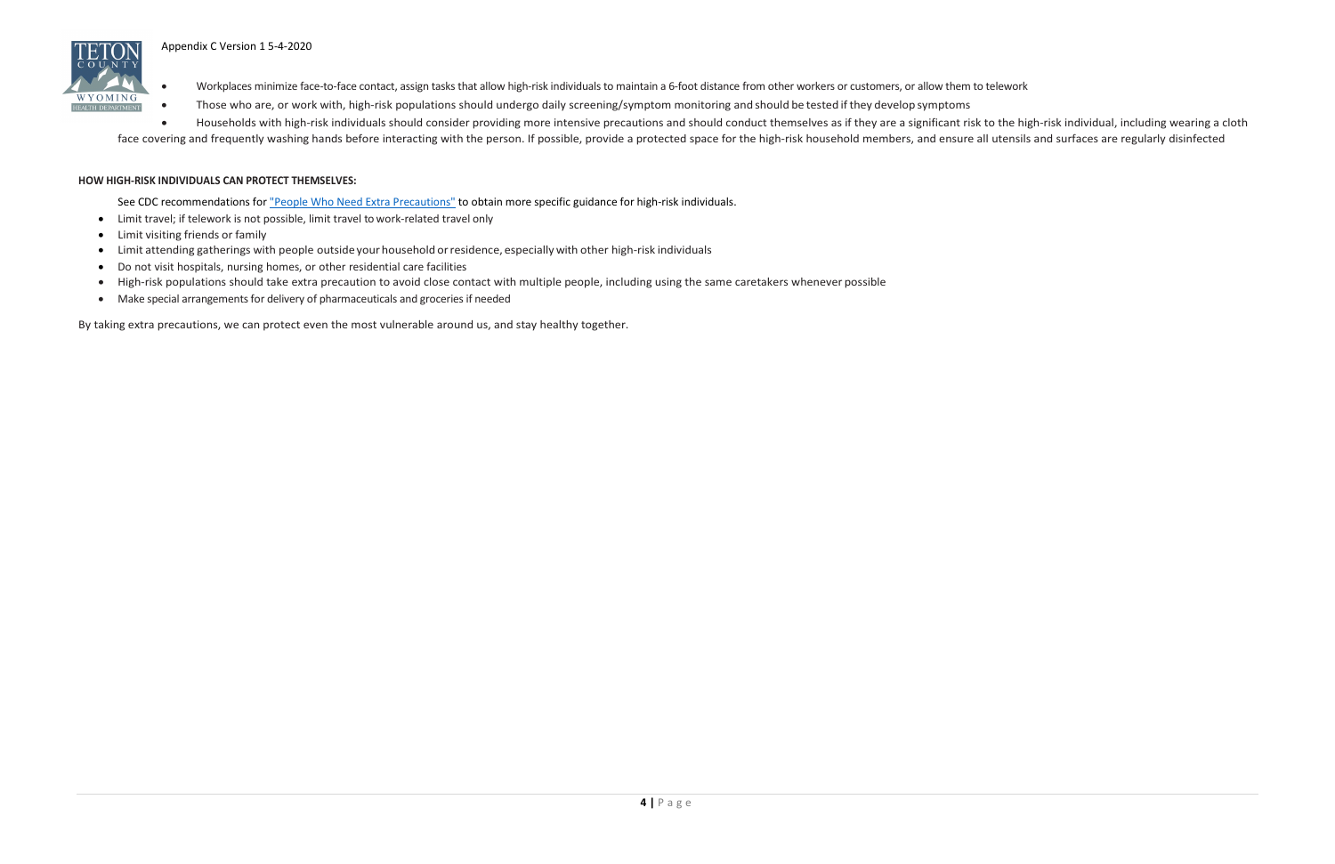- Workplaces minimize face-to-face contact, assign tasks that allow high-risk individuals to maintain a 6-foot distance from other workers or customers, or allow them to telework
- Those who are, or work with, high-risk populations should undergo daily screening/symptom monitoring and should be tested if they develop symptoms
- Households with high-risk individuals should consider providing more intensive precautions and should conduct themselves as if they are a significant risk to the high-risk individual, including wearing a cloth face covering and frequently washing hands before interacting with the person. If possible, provide a protected space for the high-risk household members, and ensure all utensils and surfaces are regularly disinfected

**HOW HIGH-RISK INDIVIDUALS CAN PROTECT THEMSELVES:**

See CDC recommendations for "People Who Need Extra Precautions" to obtain more specific guidance for high-risk individuals.

- Limit travel; if telework is not possible, limit travel to work-related travel only
- Limit visiting friends or family
- Limit attending gatherings with people outside your household or residence, especially with other high-risk individuals
- Do not visit hospitals, nursing homes, or other residential care facilities
- High-risk populations should take extra precaution to avoid close contact with multiple people, including using the same caretakers whenever possible
- Make special arrangements for delivery of pharmaceuticals and groceries if needed

By taking extra precautions, we can protect even the most vulnerable around us, and stay healthy together.